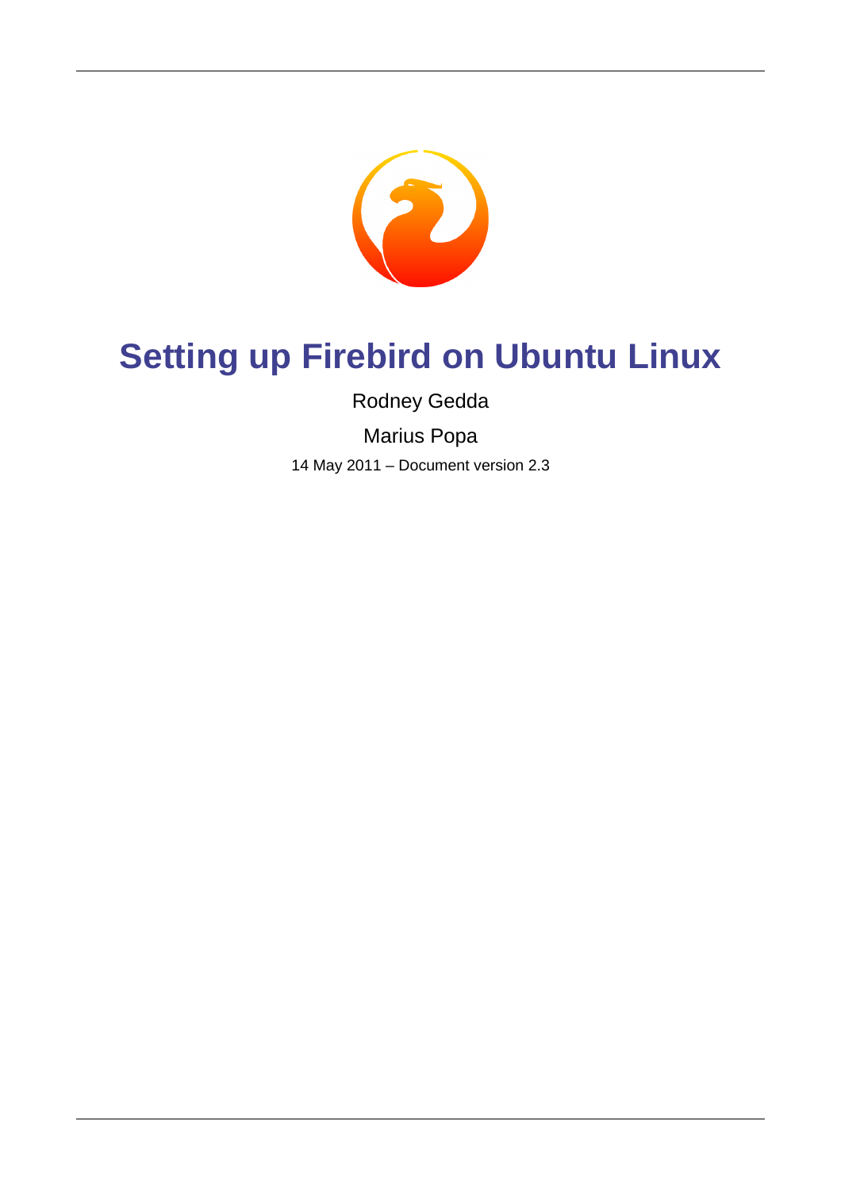# Setting up Firebird on Ubuntu Linux

Rodney Gedda

Marius Popa

14 May 2011 – Document version 2.3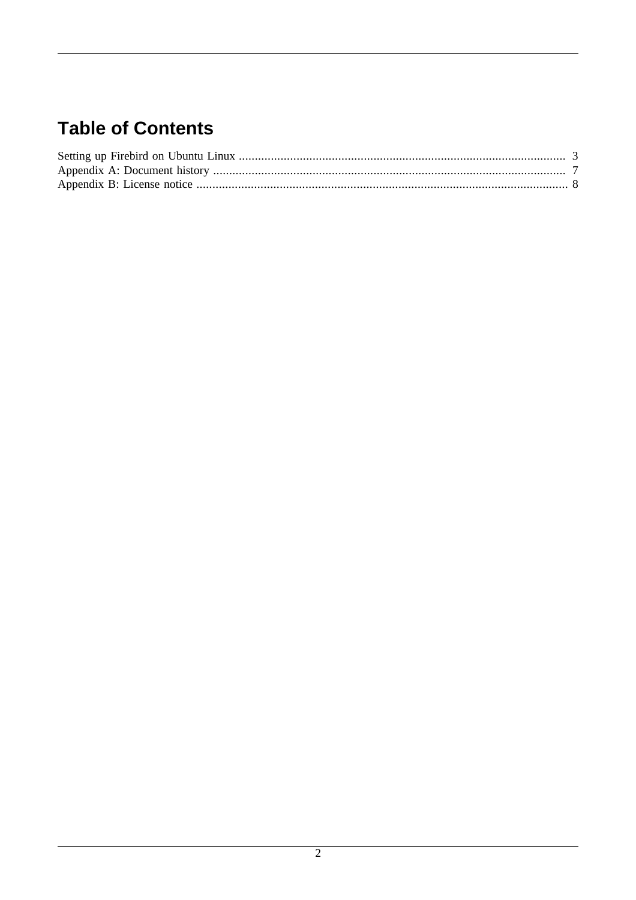# Table of Contents

Setting up Firebird on Ubuntu Linux ..... 3
Appendix A: Document history ..... 7
Appendix B: License notice ..... 8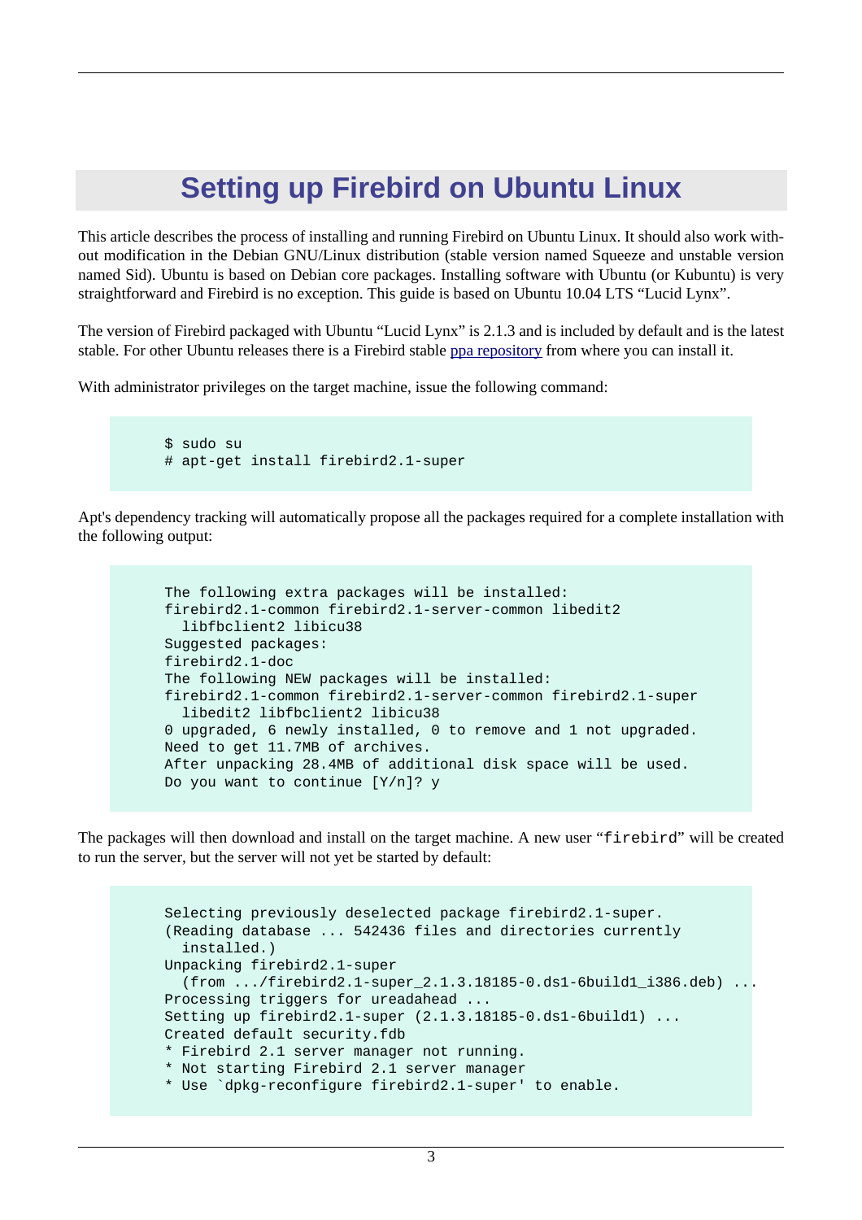// Setting up Firebird on Ubuntu Linux

This article describes the process of installing and running Firebird on Ubuntu Linux. It should also work without modification in the Debian GNU/Linux distribution (stable version named Squeeze and unstable version named Sid). Ubuntu is based on Debian core packages. Installing software with Ubuntu (or Kubuntu) is very straightforward and Firebird is no exception. This guide is based on Ubuntu 10.04 LTS “Lucid Lynx”.

The version of Firebird packaged with Ubuntu “Lucid Lynx” is 2.1.3 and is included by default and is the latest stable. For other Ubuntu releases there is a Firebird stable ppa repository from where you can install it.

With administrator privileges on the target machine, issue the following command:

```
$ sudo su
# apt-get install firebird2.1-super
```

Apt's dependency tracking will automatically propose all the packages required for a complete installation with the following output:

```
The following extra packages will be installed:
firebird2.1-common firebird2.1-server-common libedit2
  libfbclient2 libicu38
Suggested packages:
firebird2.1-doc
The following NEW packages will be installed:
firebird2.1-common firebird2.1-server-common firebird2.1-super
  libedit2 libfbclient2 libicu38
0 upgraded, 6 newly installed, 0 to remove and 1 not upgraded.
Need to get 11.7MB of archives.
After unpacking 28.4MB of additional disk space will be used.
Do you want to continue [Y/n]? y
```

The packages will then download and install on the target machine. A new user “`firebird`” will be created to run the server, but the server will not yet be started by default:

```
Selecting previously deselected package firebird2.1-super.
(Reading database ... 542436 files and directories currently
  installed.)
Unpacking firebird2.1-super
  (from .../firebird2.1-super_2.1.3.18185-0.ds1-6build1_i386.deb) ...
Processing triggers for ureadahead ...
Setting up firebird2.1-super (2.1.3.18185-0.ds1-6build1) ...
Created default security.fdb
* Firebird 2.1 server manager not running.
* Not starting Firebird 2.1 server manager
* Use `dpkg-reconfigure firebird2.1-super' to enable.
```

# Setting up Firebird on Ubuntu Linux

This article describes the process of installing and running Firebird on Ubuntu Linux. It should also work without modification in the Debian GNU/Linux distribution (stable version named Squeeze and unstable version named Sid). Ubuntu is based on Debian core packages. Installing software with Ubuntu (or Kubuntu) is very straightforward and Firebird is no exception. This guide is based on Ubuntu 10.04 LTS “Lucid Lynx”.

The version of Firebird packaged with Ubuntu “Lucid Lynx” is 2.1.3 and is included by default and is the latest stable. For other Ubuntu releases there is a Firebird stable ppa repository from where you can install it.

With administrator privileges on the target machine, issue the following command:

```
$ sudo su
# apt-get install firebird2.1-super
```

Apt's dependency tracking will automatically propose all the packages required for a complete installation with the following output:

```
The following extra packages will be installed:
firebird2.1-common firebird2.1-server-common libedit2
  libfbclient2 libicu38
Suggested packages:
firebird2.1-doc
The following NEW packages will be installed:
firebird2.1-common firebird2.1-server-common firebird2.1-super
  libedit2 libfbclient2 libicu38
0 upgraded, 6 newly installed, 0 to remove and 1 not upgraded.
Need to get 11.7MB of archives.
After unpacking 28.4MB of additional disk space will be used.
Do you want to continue [Y/n]? y
```

The packages will then download and install on the target machine. A new user “`firebird`” will be created to run the server, but the server will not yet be started by default:

```
Selecting previously deselected package firebird2.1-super.
(Reading database ... 542436 files and directories currently
  installed.)
Unpacking firebird2.1-super
  (from .../firebird2.1-super_2.1.3.18185-0.ds1-6build1_i386.deb) ...
Processing triggers for ureadahead ...
Setting up firebird2.1-super (2.1.3.18185-0.ds1-6build1) ...
Created default security.fdb
* Firebird 2.1 server manager not running.
* Not starting Firebird 2.1 server manager
* Use `dpkg-reconfigure firebird2.1-super' to enable.
```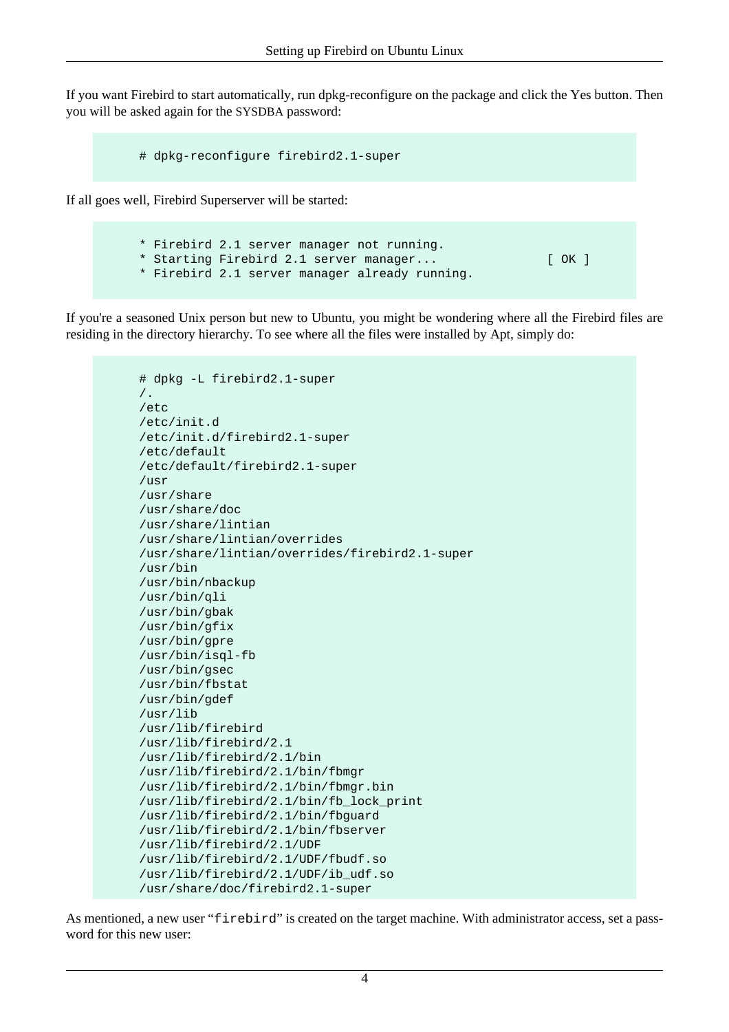If you want Firebird to start automatically, run dpkg-reconfigure on the package and click the Yes button. Then you will be asked again for the SYSDBA password:

```
# dpkg-reconfigure firebird2.1-super
```

If all goes well, Firebird Superserver will be started:

```
* Firebird 2.1 server manager not running.
* Starting Firebird 2.1 server manager...                    [ OK ]
* Firebird 2.1 server manager already running.
```

If you're a seasoned Unix person but new to Ubuntu, you might be wondering where all the Firebird files are residing in the directory hierarchy. To see where all the files were installed by Apt, simply do:

```
# dpkg -L firebird2.1-super
/.
/etc
/etc/init.d
/etc/init.d/firebird2.1-super
/etc/default
/etc/default/firebird2.1-super
/usr
/usr/share
/usr/share/doc
/usr/share/lintian
/usr/share/lintian/overrides
/usr/share/lintian/overrides/firebird2.1-super
/usr/bin
/usr/bin/nbackup
/usr/bin/qli
/usr/bin/gbak
/usr/bin/gfix
/usr/bin/gpre
/usr/bin/isql-fb
/usr/bin/gsec
/usr/bin/fbstat
/usr/bin/gdef
/usr/lib
/usr/lib/firebird
/usr/lib/firebird/2.1
/usr/lib/firebird/2.1/bin
/usr/lib/firebird/2.1/bin/fbmgr
/usr/lib/firebird/2.1/bin/fbmgr.bin
/usr/lib/firebird/2.1/bin/fb_lock_print
/usr/lib/firebird/2.1/bin/fbguard
/usr/lib/firebird/2.1/bin/fbserver
/usr/lib/firebird/2.1/UDF
/usr/lib/firebird/2.1/UDF/fbudf.so
/usr/lib/firebird/2.1/UDF/ib_udf.so
/usr/share/doc/firebird2.1-super
```

As mentioned, a new user "`firebird`" is created on the target machine. With administrator access, set a password for this new user: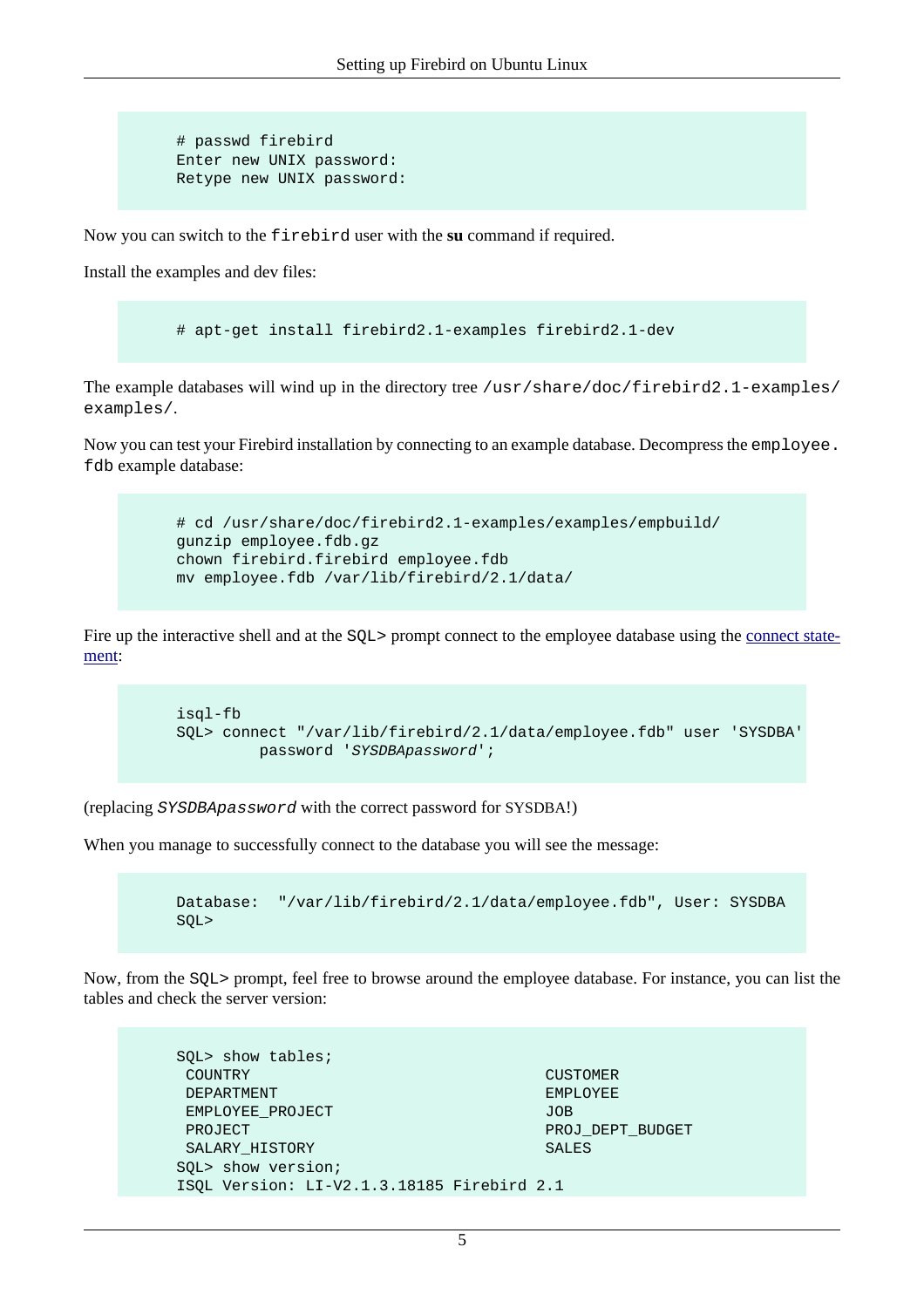```
# passwd firebird
Enter new UNIX password:
Retype new UNIX password:
```

Now you can switch to the `firebird` user with the **su** command if required.

Install the examples and dev files:

```
# apt-get install firebird2.1-examples firebird2.1-dev
```

The example databases will wind up in the directory tree `/usr/share/doc/firebird2.1-examples/examples/`.

Now you can test your Firebird installation by connecting to an example database. Decompress the `employee.fdb` example database:

```
# cd /usr/share/doc/firebird2.1-examples/examples/empbuild/
gunzip employee.fdb.gz
chown firebird.firebird employee.fdb
mv employee.fdb /var/lib/firebird/2.1/data/
```

Fire up the interactive shell and at the `SQL>` prompt connect to the employee database using the connect statement:

```
isql-fb
SQL> connect "/var/lib/firebird/2.1/data/employee.fdb" user 'SYSDBA'
         password 'SYSDBApassword';
```

(replacing *`SYSDBApassword`* with the correct password for SYSDBA!)

When you manage to successfully connect to the database you will see the message:

```
Database:  "/var/lib/firebird/2.1/data/employee.fdb", User: SYSDBA
SQL>
```

Now, from the `SQL>` prompt, feel free to browse around the employee database. For instance, you can list the tables and check the server version:

```
SQL> show tables;
 COUNTRY                                CUSTOMER
 DEPARTMENT                             EMPLOYEE
 EMPLOYEE_PROJECT                       JOB
 PROJECT                                PROJ_DEPT_BUDGET
 SALARY_HISTORY                         SALES
SQL> show version;
ISQL Version: LI-V2.1.3.18185 Firebird 2.1
```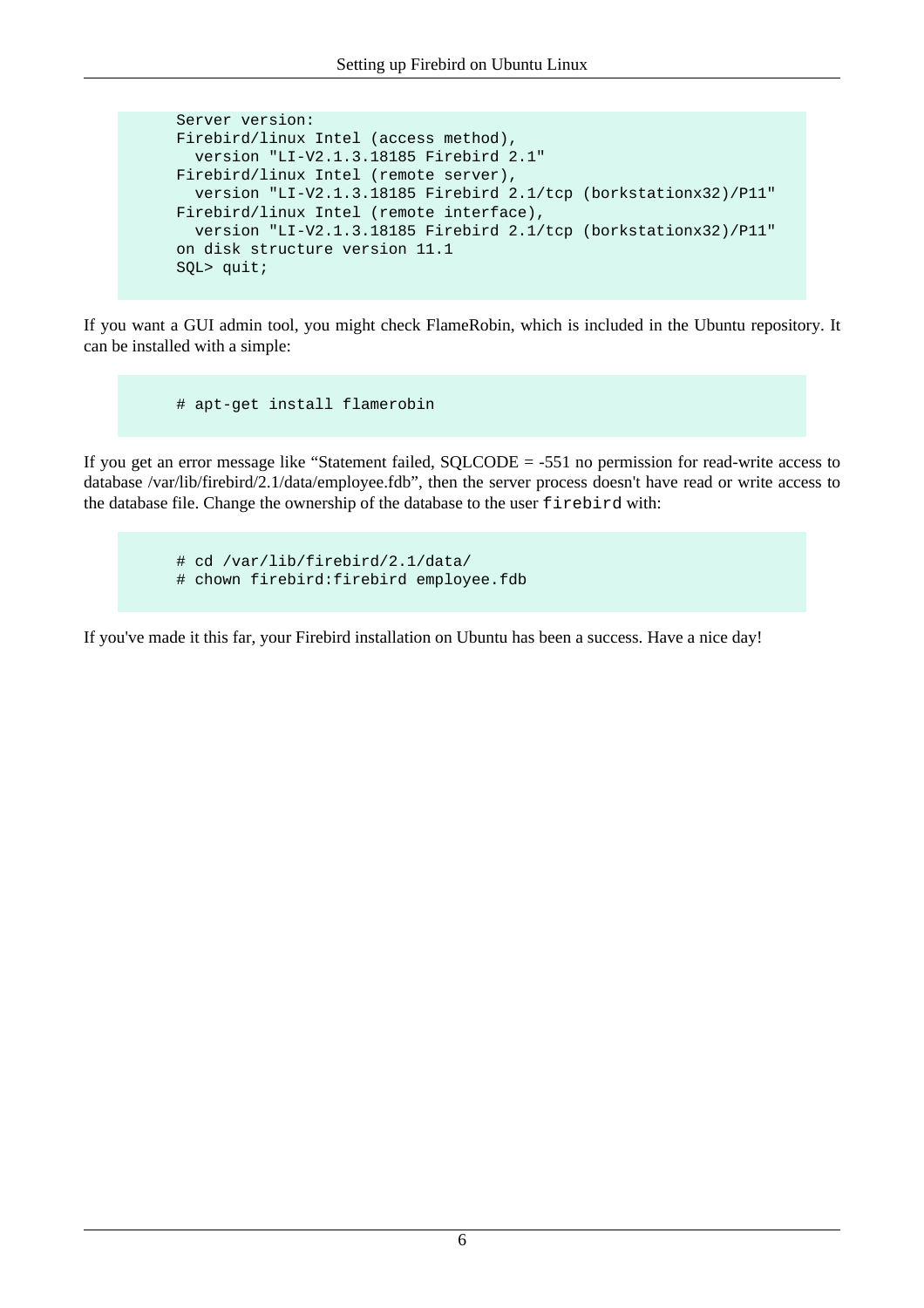```
Server version:
Firebird/linux Intel (access method),
  version "LI-V2.1.3.18185 Firebird 2.1"
Firebird/linux Intel (remote server),
  version "LI-V2.1.3.18185 Firebird 2.1/tcp (borkstationx32)/P11"
Firebird/linux Intel (remote interface),
  version "LI-V2.1.3.18185 Firebird 2.1/tcp (borkstationx32)/P11"
on disk structure version 11.1
SQL> quit;
```

If you want a GUI admin tool, you might check FlameRobin, which is included in the Ubuntu repository. It can be installed with a simple:

```
# apt-get install flamerobin
```

If you get an error message like “Statement failed, SQLCODE = -551 no permission for read-write access to database /var/lib/firebird/2.1/data/employee.fdb”, then the server process doesn't have read or write access to the database file. Change the ownership of the database to the user `firebird` with:

```
# cd /var/lib/firebird/2.1/data/
# chown firebird:firebird employee.fdb
```

If you've made it this far, your Firebird installation on Ubuntu has been a success. Have a nice day!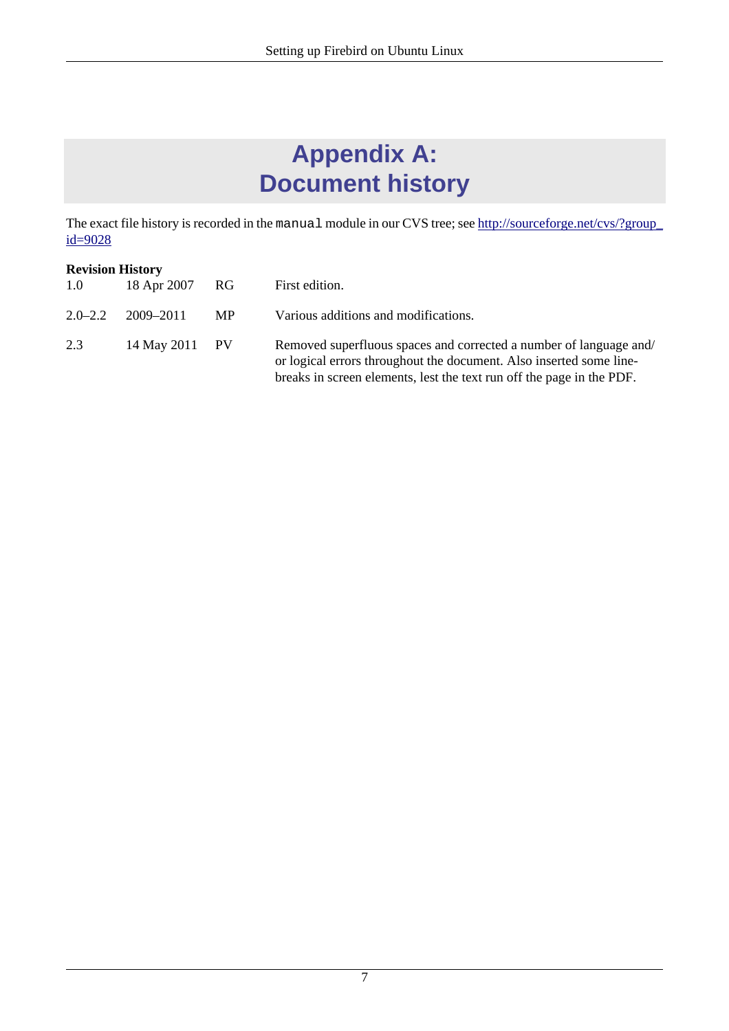# Appendix A: Document history

The exact file history is recorded in the `manual` module in our CVS tree; see http://sourceforge.net/cvs/?group_id=9028

**Revision History**

| | | | |
|---|---|---|---|
| 1.0 | 18 Apr 2007 | RG | First edition. |
| 2.0–2.2 | 2009–2011 | MP | Various additions and modifications. |
| 2.3 | 14 May 2011 | PV | Removed superfluous spaces and corrected a number of language and/or logical errors throughout the document. Also inserted some line-breaks in screen elements, lest the text run off the page in the PDF. |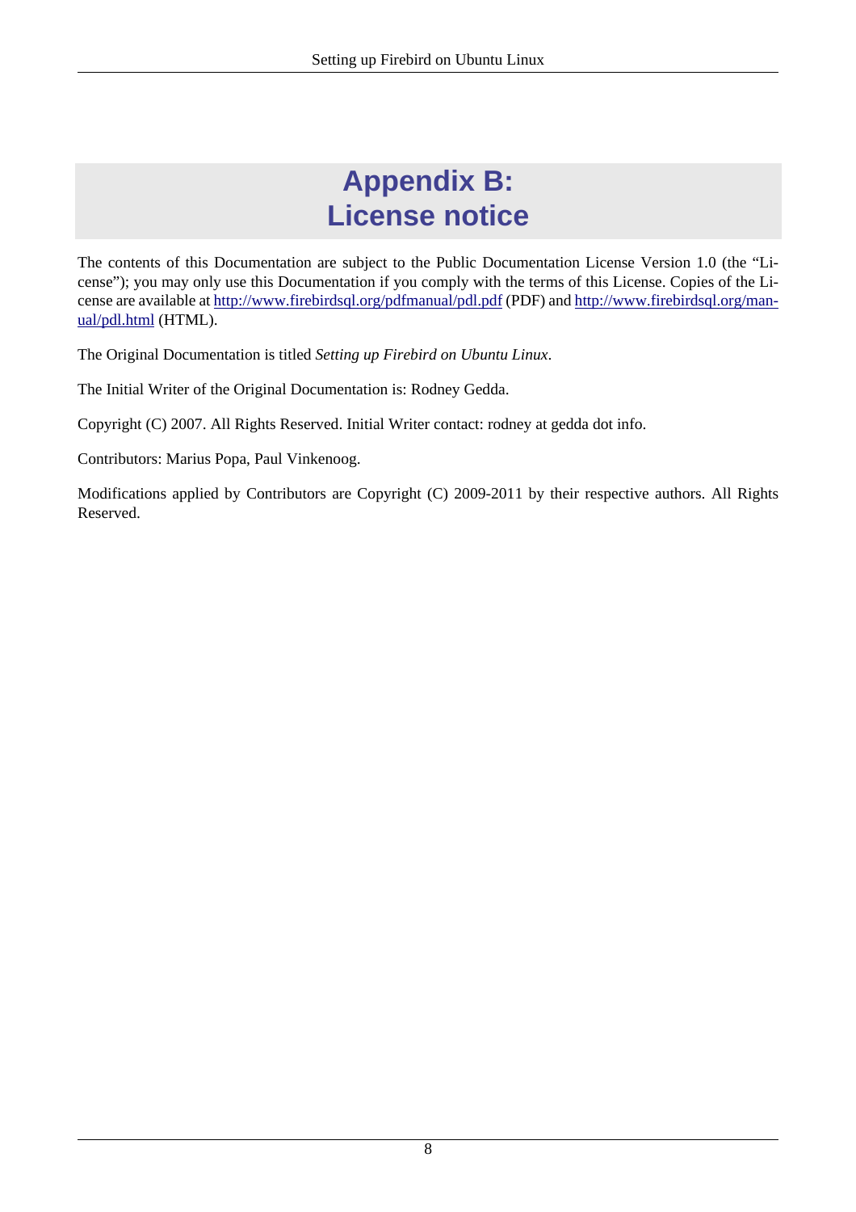# Appendix B: License notice

The contents of this Documentation are subject to the Public Documentation License Version 1.0 (the "License"); you may only use this Documentation if you comply with the terms of this License. Copies of the License are available at http://www.firebirdsql.org/pdfmanual/pdl.pdf (PDF) and http://www.firebirdsql.org/manual/pdl.html (HTML).

The Original Documentation is titled *Setting up Firebird on Ubuntu Linux*.

The Initial Writer of the Original Documentation is: Rodney Gedda.

Copyright (C) 2007. All Rights Reserved. Initial Writer contact: rodney at gedda dot info.

Contributors: Marius Popa, Paul Vinkenoog.

Modifications applied by Contributors are Copyright (C) 2009-2011 by their respective authors. All Rights Reserved.